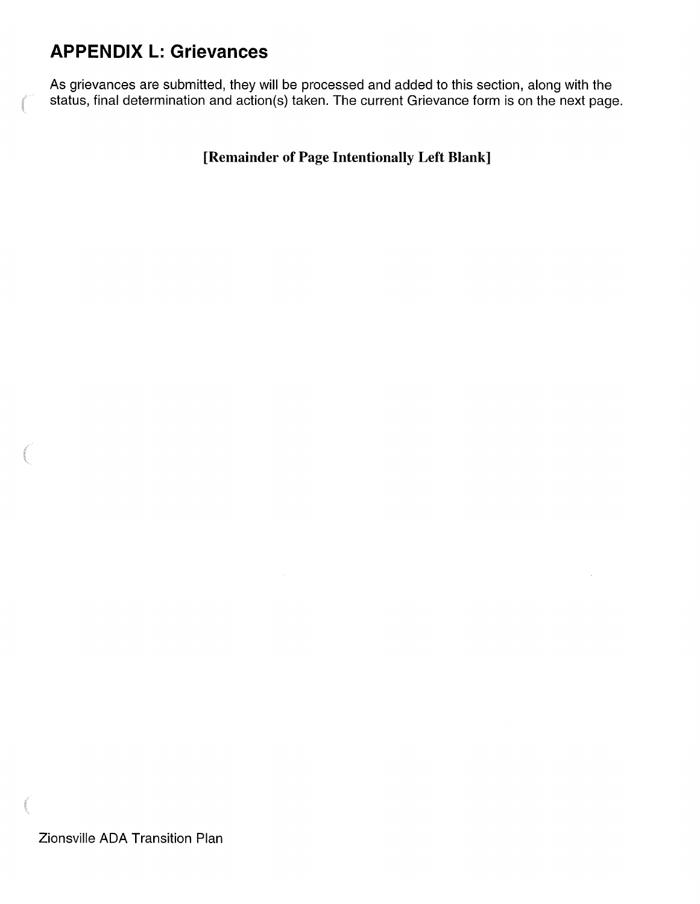## APPENDIX L: Grievances

As grievances are submitted, they will be processed and added to this section, along with the status, final determination and action(s) taken. The current Grievance form is on the next page.

**[Remainder of Page Intentionally Left Blank]**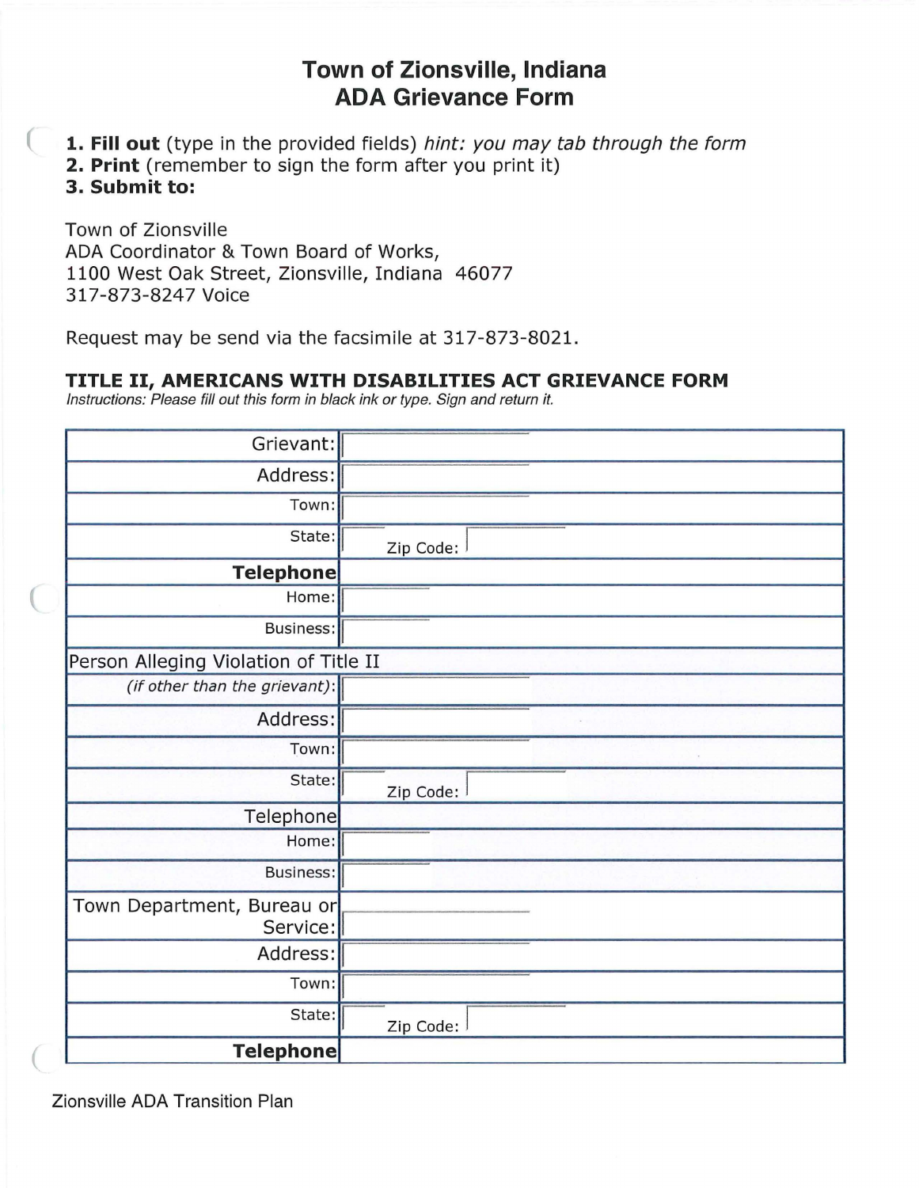# Town of Zionsville, Indiana
# ADA Grievance Form

1. **Fill out** (type in the provided fields) *hint: you may tab through the form*
2. **Print** (remember to sign the form after you print it)
3. **Submit to:**

Town of Zionsville
ADA Coordinator & Town Board of Works,
1100 West Oak Street, Zionsville, Indiana 46077
317-873-8247 Voice

Request may be send via the facsimile at 317-873-8021.

### TITLE II, AMERICANS WITH DISABILITIES ACT GRIEVANCE FORM

*Instructions: Please fill out this form in black ink or type. Sign and return it.*

| | |
|---|---|
| Grievant: | |
| Address: | |
| Town: | |
| State: | Zip Code: |
| **Telephone** | |
| Home: | |
| Business: | |
| Person Alleging Violation of Title II | |
| *(if other than the grievant)*: | |
| Address: | |
| Town: | |
| State: | Zip Code: |
| Telephone | |
| Home: | |
| Business: | |
| Town Department, Bureau or Service: | |
| Address: | |
| Town: | |
| State: | Zip Code: |
| **Telephone** | |

Zionsville ADA Transition Plan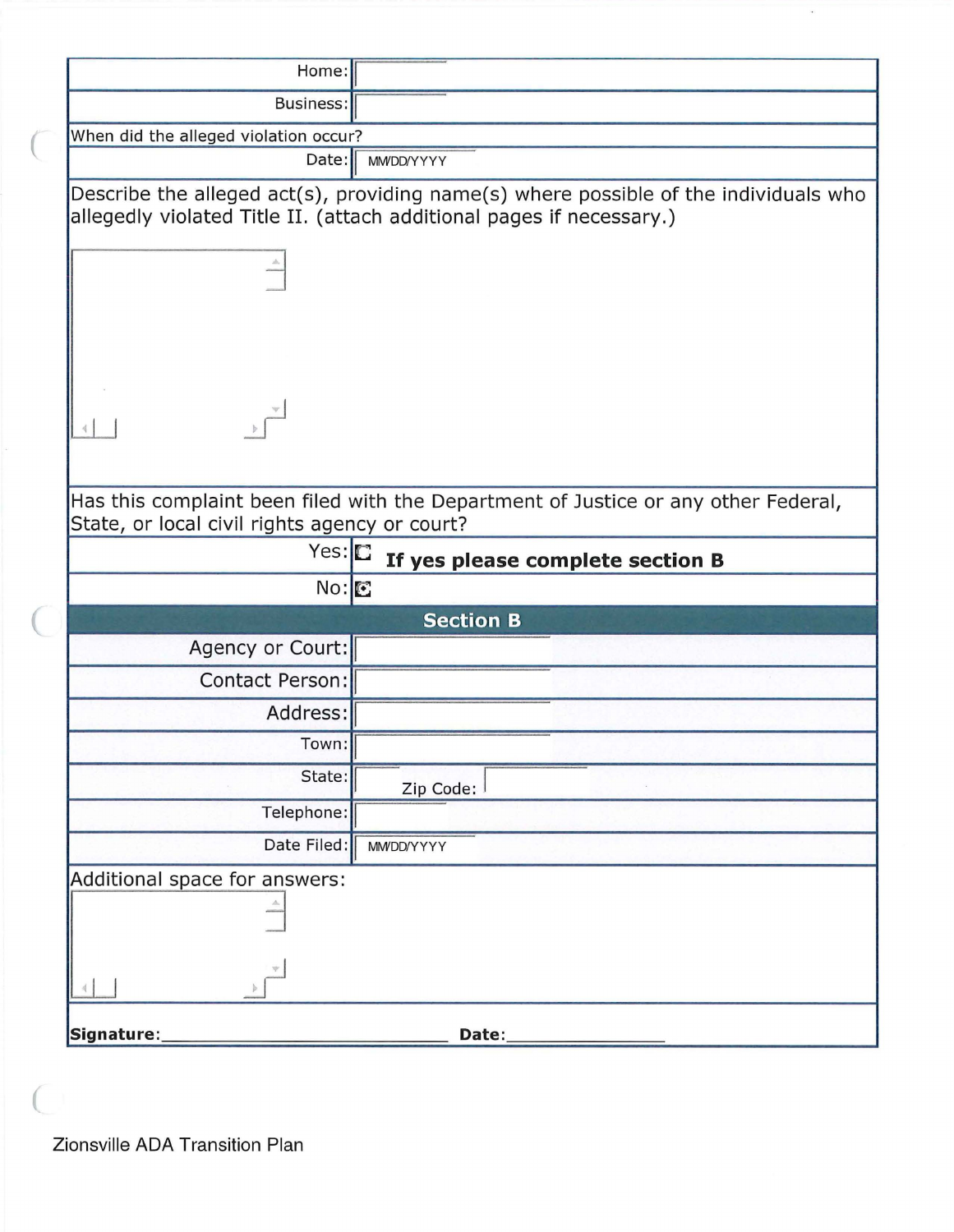| | |
|---|---|
| Home: | |
| Business: | |

When did the alleged violation occur?

| | |
|---|---|
| Date: | MM/DD/YYYY |

Describe the alleged act(s), providing name(s) where possible of the individuals who allegedly violated Title II. (attach additional pages if necessary.)

Has this complaint been filed with the Department of Justice or any other Federal, State, or local civil rights agency or court?

| | |
|---|---|
| Yes: ☐ | **If yes please complete section B** |
| No: ☒ | |

## Section B

| | |
|---|---|
| Agency or Court: | |
| Contact Person: | |
| Address: | |
| Town: | |
| State: | Zip Code: |
| Telephone: | |
| Date Filed: | MM/DD/YYYY |

Additional space for answers:

**Signature:**\_\_\_\_\_\_\_\_\_\_\_\_\_\_\_\_\_\_\_\_\_\_\_\_\_\_\_\_ **Date:**\_\_\_\_\_\_\_\_\_\_\_\_\_\_\_

Zionsville ADA Transition Plan